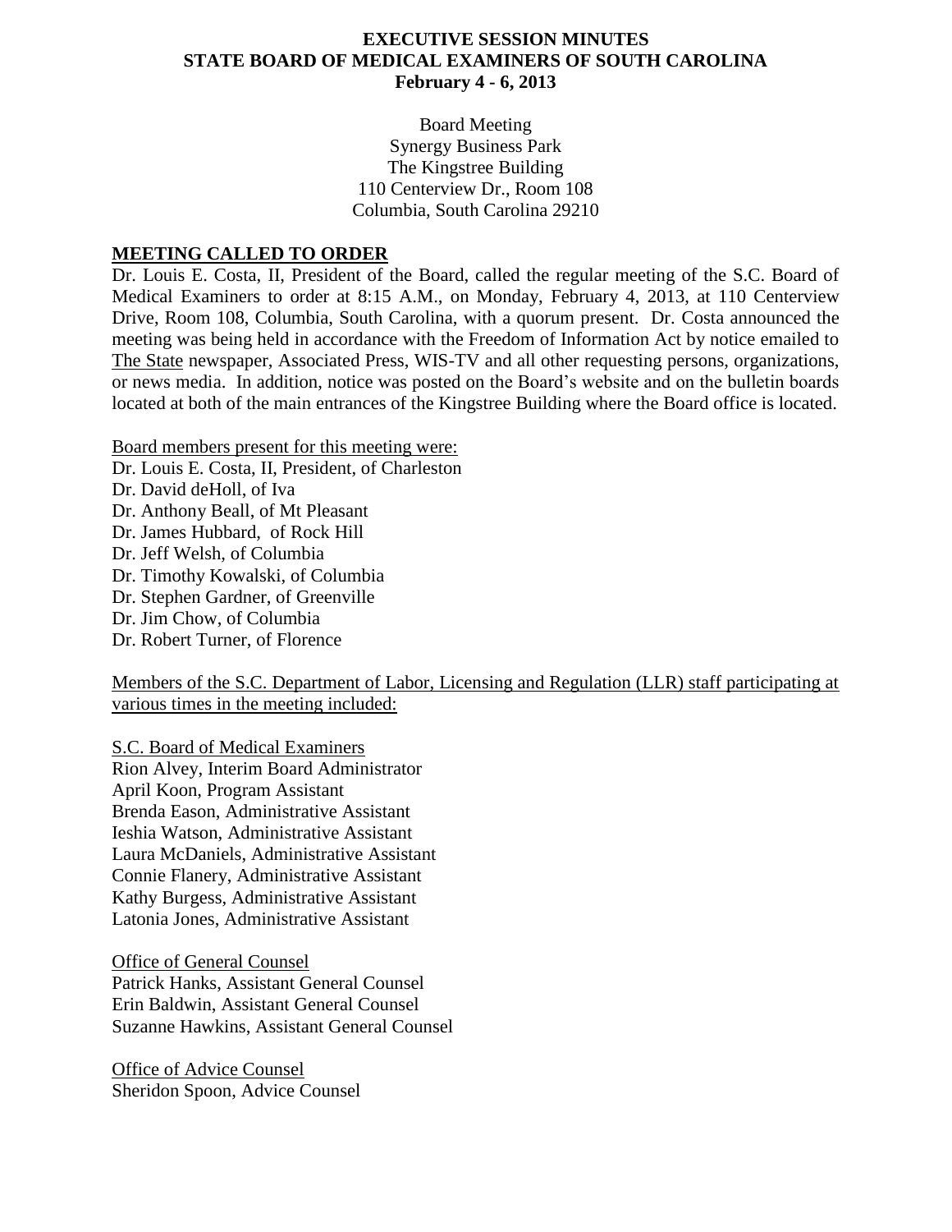# EXECUTIVE SESSION MINUTES
# STATE BOARD OF MEDICAL EXAMINERS OF SOUTH CAROLINA
# February 4 - 6, 2013

Board Meeting
Synergy Business Park
The Kingstree Building
110 Centerview Dr., Room 108
Columbia, South Carolina 29210

## MEETING CALLED TO ORDER

Dr. Louis E. Costa, II, President of the Board, called the regular meeting of the S.C. Board of Medical Examiners to order at 8:15 A.M., on Monday, February 4, 2013, at 110 Centerview Drive, Room 108, Columbia, South Carolina, with a quorum present. Dr. Costa announced the meeting was being held in accordance with the Freedom of Information Act by notice emailed to The State newspaper, Associated Press, WIS-TV and all other requesting persons, organizations, or news media. In addition, notice was posted on the Board's website and on the bulletin boards located at both of the main entrances of the Kingstree Building where the Board office is located.

Board members present for this meeting were:
Dr. Louis E. Costa, II, President, of Charleston
Dr. David deHoll, of Iva
Dr. Anthony Beall, of Mt Pleasant
Dr. James Hubbard, of Rock Hill
Dr. Jeff Welsh, of Columbia
Dr. Timothy Kowalski, of Columbia
Dr. Stephen Gardner, of Greenville
Dr. Jim Chow, of Columbia
Dr. Robert Turner, of Florence

Members of the S.C. Department of Labor, Licensing and Regulation (LLR) staff participating at various times in the meeting included:

S.C. Board of Medical Examiners
Rion Alvey, Interim Board Administrator
April Koon, Program Assistant
Brenda Eason, Administrative Assistant
Ieshia Watson, Administrative Assistant
Laura McDaniels, Administrative Assistant
Connie Flanery, Administrative Assistant
Kathy Burgess, Administrative Assistant
Latonia Jones, Administrative Assistant

Office of General Counsel
Patrick Hanks, Assistant General Counsel
Erin Baldwin, Assistant General Counsel
Suzanne Hawkins, Assistant General Counsel

Office of Advice Counsel
Sheridon Spoon, Advice Counsel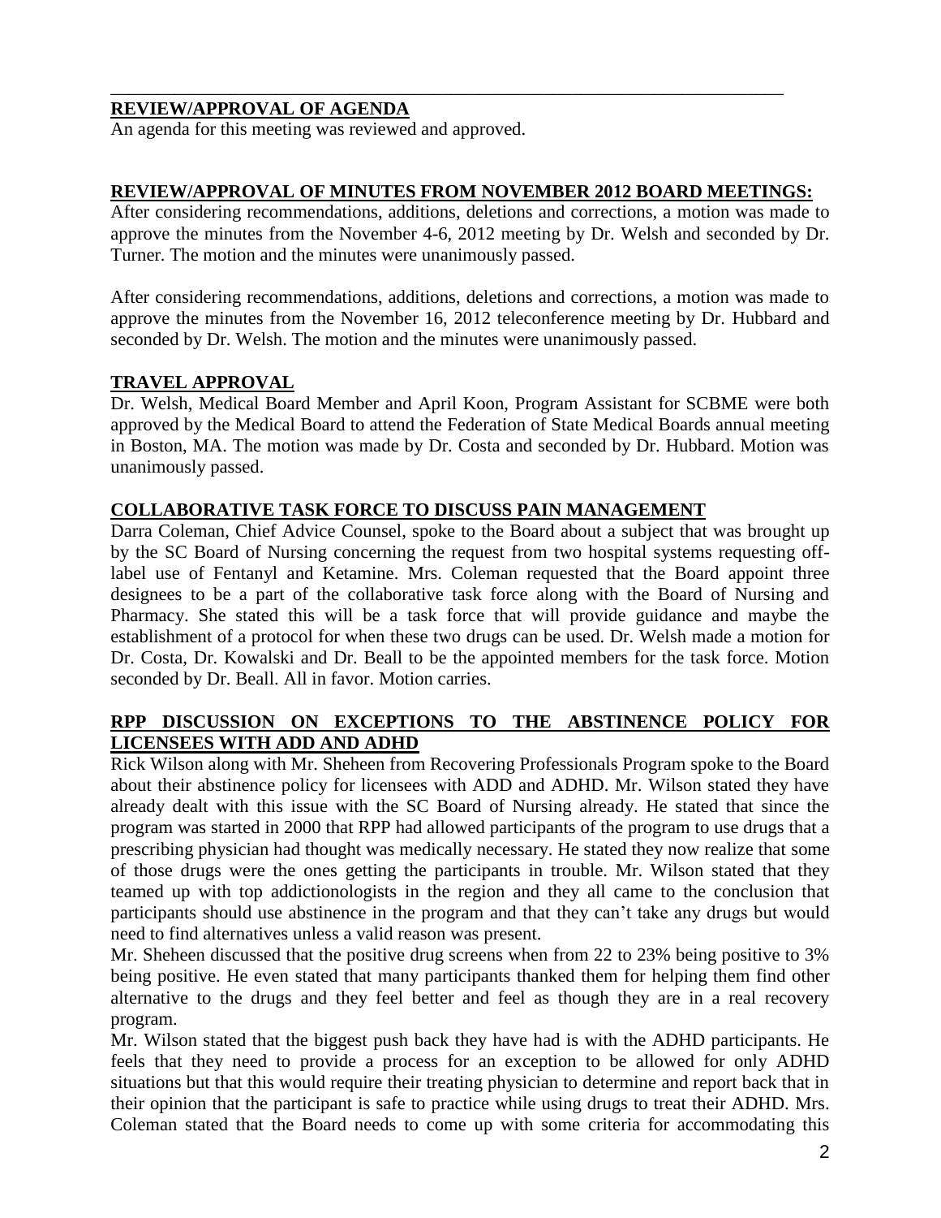## REVIEW/APPROVAL OF AGENDA

An agenda for this meeting was reviewed and approved.

## REVIEW/APPROVAL OF MINUTES FROM NOVEMBER 2012 BOARD MEETINGS:

After considering recommendations, additions, deletions and corrections, a motion was made to approve the minutes from the November 4-6, 2012 meeting by Dr. Welsh and seconded by Dr. Turner. The motion and the minutes were unanimously passed.

After considering recommendations, additions, deletions and corrections, a motion was made to approve the minutes from the November 16, 2012 teleconference meeting by Dr. Hubbard and seconded by Dr. Welsh. The motion and the minutes were unanimously passed.

## TRAVEL APPROVAL

Dr. Welsh, Medical Board Member and April Koon, Program Assistant for SCBME were both approved by the Medical Board to attend the Federation of State Medical Boards annual meeting in Boston, MA. The motion was made by Dr. Costa and seconded by Dr. Hubbard. Motion was unanimously passed.

## COLLABORATIVE TASK FORCE TO DISCUSS PAIN MANAGEMENT

Darra Coleman, Chief Advice Counsel, spoke to the Board about a subject that was brought up by the SC Board of Nursing concerning the request from two hospital systems requesting off-label use of Fentanyl and Ketamine. Mrs. Coleman requested that the Board appoint three designees to be a part of the collaborative task force along with the Board of Nursing and Pharmacy. She stated this will be a task force that will provide guidance and maybe the establishment of a protocol for when these two drugs can be used. Dr. Welsh made a motion for Dr. Costa, Dr. Kowalski and Dr. Beall to be the appointed members for the task force. Motion seconded by Dr. Beall. All in favor. Motion carries.

## RPP DISCUSSION ON EXCEPTIONS TO THE ABSTINENCE POLICY FOR LICENSEES WITH ADD AND ADHD

Rick Wilson along with Mr. Sheheen from Recovering Professionals Program spoke to the Board about their abstinence policy for licensees with ADD and ADHD. Mr. Wilson stated they have already dealt with this issue with the SC Board of Nursing already. He stated that since the program was started in 2000 that RPP had allowed participants of the program to use drugs that a prescribing physician had thought was medically necessary. He stated they now realize that some of those drugs were the ones getting the participants in trouble. Mr. Wilson stated that they teamed up with top addictionologists in the region and they all came to the conclusion that participants should use abstinence in the program and that they can't take any drugs but would need to find alternatives unless a valid reason was present.

Mr. Sheheen discussed that the positive drug screens when from 22 to 23% being positive to 3% being positive. He even stated that many participants thanked them for helping them find other alternative to the drugs and they feel better and feel as though they are in a real recovery program.

Mr. Wilson stated that the biggest push back they have had is with the ADHD participants. He feels that they need to provide a process for an exception to be allowed for only ADHD situations but that this would require their treating physician to determine and report back that in their opinion that the participant is safe to practice while using drugs to treat their ADHD. Mrs. Coleman stated that the Board needs to come up with some criteria for accommodating this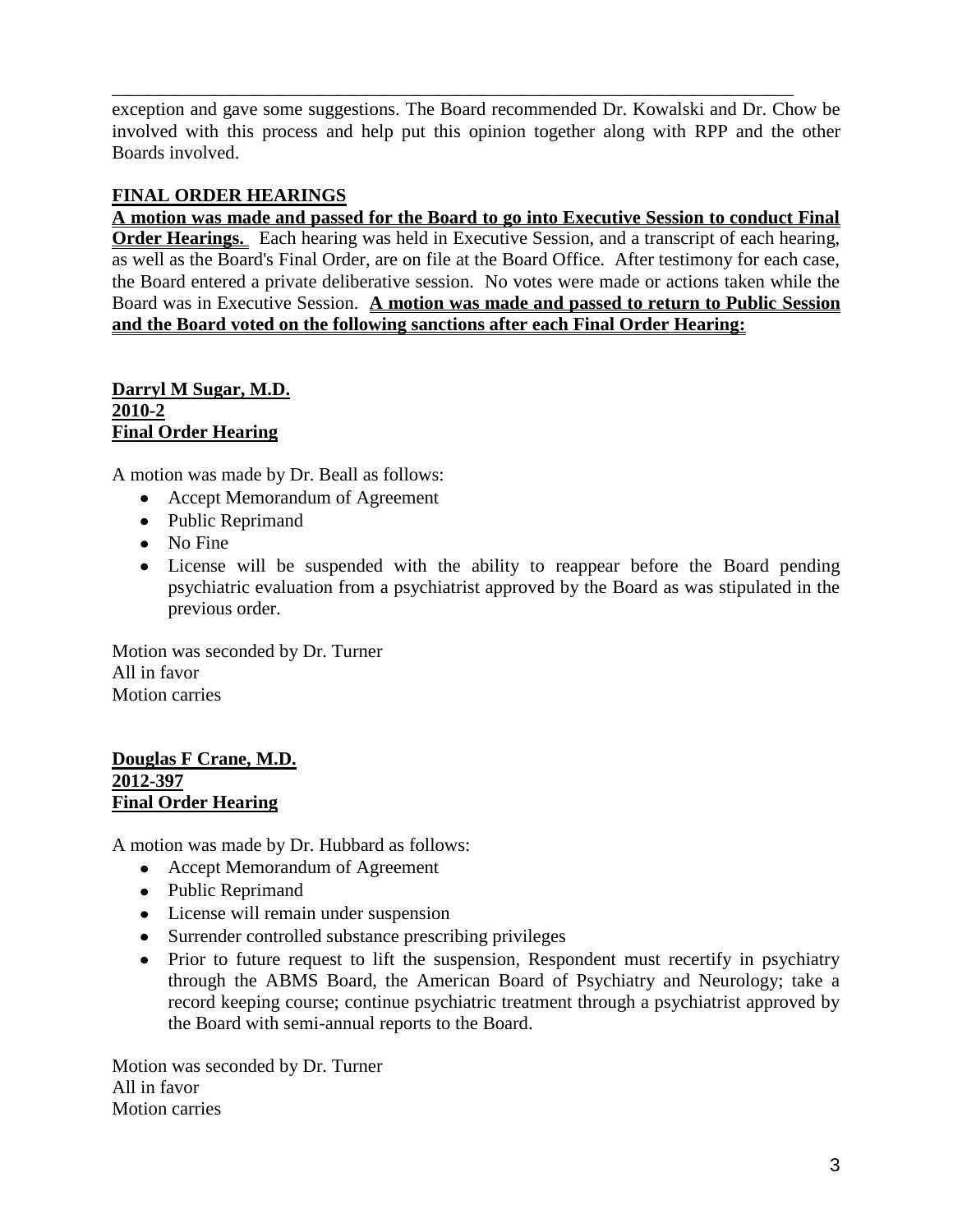exception and gave some suggestions. The Board recommended Dr. Kowalski and Dr. Chow be involved with this process and help put this opinion together along with RPP and the other Boards involved.

## FINAL ORDER HEARINGS

**A motion was made and passed for the Board to go into Executive Session to conduct Final Order Hearings.** Each hearing was held in Executive Session, and a transcript of each hearing, as well as the Board's Final Order, are on file at the Board Office. After testimony for each case, the Board entered a private deliberative session. No votes were made or actions taken while the Board was in Executive Session. **A motion was made and passed to return to Public Session and the Board voted on the following sanctions after each Final Order Hearing:**

**Darryl M Sugar, M.D.**
**2010-2**
**Final Order Hearing**

A motion was made by Dr. Beall as follows:

- Accept Memorandum of Agreement
- Public Reprimand
- No Fine
- License will be suspended with the ability to reappear before the Board pending psychiatric evaluation from a psychiatrist approved by the Board as was stipulated in the previous order.

Motion was seconded by Dr. Turner
All in favor
Motion carries

**Douglas F Crane, M.D.**
**2012-397**
**Final Order Hearing**

A motion was made by Dr. Hubbard as follows:

- Accept Memorandum of Agreement
- Public Reprimand
- License will remain under suspension
- Surrender controlled substance prescribing privileges
- Prior to future request to lift the suspension, Respondent must recertify in psychiatry through the ABMS Board, the American Board of Psychiatry and Neurology; take a record keeping course; continue psychiatric treatment through a psychiatrist approved by the Board with semi-annual reports to the Board.

Motion was seconded by Dr. Turner
All in favor
Motion carries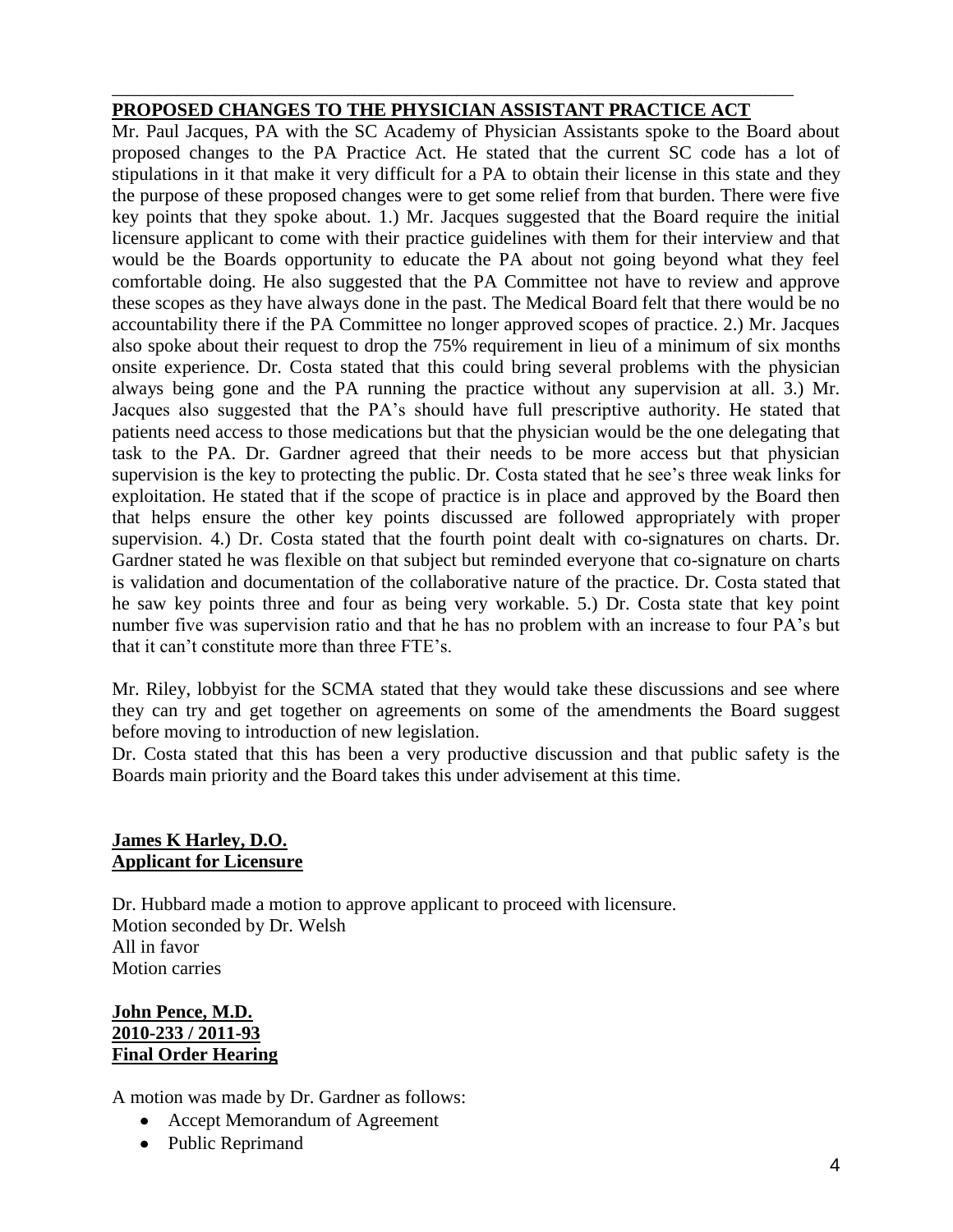## PROPOSED CHANGES TO THE PHYSICIAN ASSISTANT PRACTICE ACT

Mr. Paul Jacques, PA with the SC Academy of Physician Assistants spoke to the Board about proposed changes to the PA Practice Act. He stated that the current SC code has a lot of stipulations in it that make it very difficult for a PA to obtain their license in this state and they the purpose of these proposed changes were to get some relief from that burden. There were five key points that they spoke about. 1.) Mr. Jacques suggested that the Board require the initial licensure applicant to come with their practice guidelines with them for their interview and that would be the Boards opportunity to educate the PA about not going beyond what they feel comfortable doing. He also suggested that the PA Committee not have to review and approve these scopes as they have always done in the past. The Medical Board felt that there would be no accountability there if the PA Committee no longer approved scopes of practice. 2.) Mr. Jacques also spoke about their request to drop the 75% requirement in lieu of a minimum of six months onsite experience. Dr. Costa stated that this could bring several problems with the physician always being gone and the PA running the practice without any supervision at all. 3.) Mr. Jacques also suggested that the PA's should have full prescriptive authority. He stated that patients need access to those medications but that the physician would be the one delegating that task to the PA. Dr. Gardner agreed that their needs to be more access but that physician supervision is the key to protecting the public. Dr. Costa stated that he see's three weak links for exploitation. He stated that if the scope of practice is in place and approved by the Board then that helps ensure the other key points discussed are followed appropriately with proper supervision. 4.) Dr. Costa stated that the fourth point dealt with co-signatures on charts. Dr. Gardner stated he was flexible on that subject but reminded everyone that co-signature on charts is validation and documentation of the collaborative nature of the practice. Dr. Costa stated that he saw key points three and four as being very workable. 5.) Dr. Costa state that key point number five was supervision ratio and that he has no problem with an increase to four PA's but that it can't constitute more than three FTE's.

Mr. Riley, lobbyist for the SCMA stated that they would take these discussions and see where they can try and get together on agreements on some of the amendments the Board suggest before moving to introduction of new legislation.

Dr. Costa stated that this has been a very productive discussion and that public safety is the Boards main priority and the Board takes this under advisement at this time.

**James K Harley, D.O.**
**Applicant for Licensure**

Dr. Hubbard made a motion to approve applicant to proceed with licensure.
Motion seconded by Dr. Welsh
All in favor
Motion carries

**John Pence, M.D.**
**2010-233 / 2011-93**
**Final Order Hearing**

A motion was made by Dr. Gardner as follows:

- Accept Memorandum of Agreement
- Public Reprimand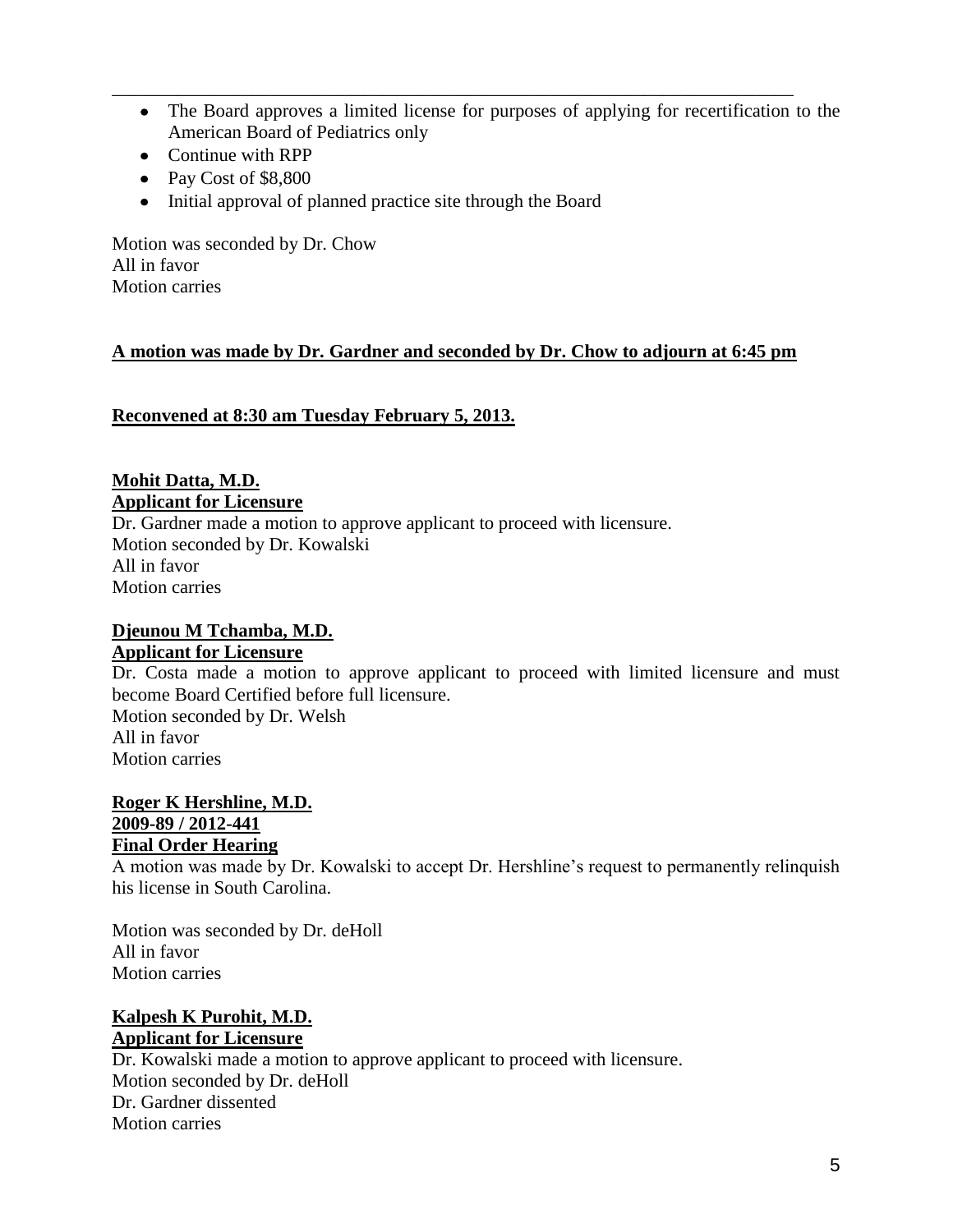- The Board approves a limited license for purposes of applying for recertification to the American Board of Pediatrics only
- Continue with RPP
- Pay Cost of $8,800
- Initial approval of planned practice site through the Board

Motion was seconded by Dr. Chow
All in favor
Motion carries

**A motion was made by Dr. Gardner and seconded by Dr. Chow to adjourn at 6:45 pm**

**Reconvened at 8:30 am Tuesday February 5, 2013.**

**Mohit Datta, M.D.**
**Applicant for Licensure**
Dr. Gardner made a motion to approve applicant to proceed with licensure.
Motion seconded by Dr. Kowalski
All in favor
Motion carries

**Djeunou M Tchamba, M.D.**
**Applicant for Licensure**
Dr. Costa made a motion to approve applicant to proceed with limited licensure and must become Board Certified before full licensure.
Motion seconded by Dr. Welsh
All in favor
Motion carries

**Roger K Hershline, M.D.**
**2009-89 / 2012-441**
**Final Order Hearing**
A motion was made by Dr. Kowalski to accept Dr. Hershline's request to permanently relinquish his license in South Carolina.

Motion was seconded by Dr. deHoll
All in favor
Motion carries

**Kalpesh K Purohit, M.D.**
**Applicant for Licensure**
Dr. Kowalski made a motion to approve applicant to proceed with licensure.
Motion seconded by Dr. deHoll
Dr. Gardner dissented
Motion carries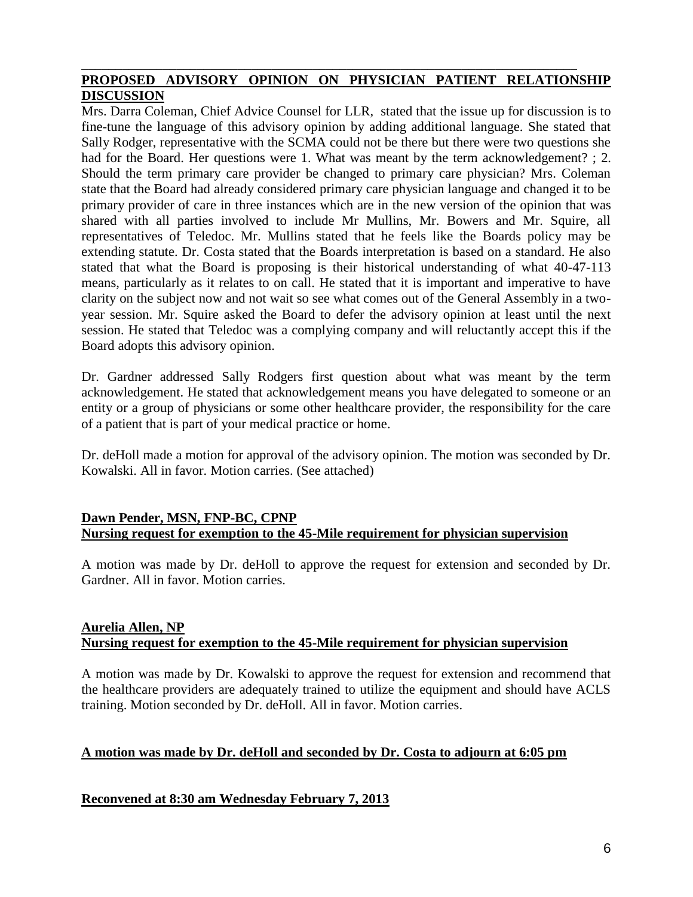**PROPOSED ADVISORY OPINION ON PHYSICIAN PATIENT RELATIONSHIP DISCUSSION**

Mrs. Darra Coleman, Chief Advice Counsel for LLR, stated that the issue up for discussion is to fine-tune the language of this advisory opinion by adding additional language. She stated that Sally Rodger, representative with the SCMA could not be there but there were two questions she had for the Board. Her questions were 1. What was meant by the term acknowledgement? ; 2. Should the term primary care provider be changed to primary care physician? Mrs. Coleman state that the Board had already considered primary care physician language and changed it to be primary provider of care in three instances which are in the new version of the opinion that was shared with all parties involved to include Mr Mullins, Mr. Bowers and Mr. Squire, all representatives of Teledoc. Mr. Mullins stated that he feels like the Boards policy may be extending statute. Dr. Costa stated that the Boards interpretation is based on a standard. He also stated that what the Board is proposing is their historical understanding of what 40-47-113 means, particularly as it relates to on call. He stated that it is important and imperative to have clarity on the subject now and not wait so see what comes out of the General Assembly in a two-year session. Mr. Squire asked the Board to defer the advisory opinion at least until the next session. He stated that Teledoc was a complying company and will reluctantly accept this if the Board adopts this advisory opinion.

Dr. Gardner addressed Sally Rodgers first question about what was meant by the term acknowledgement. He stated that acknowledgement means you have delegated to someone or an entity or a group of physicians or some other healthcare provider, the responsibility for the care of a patient that is part of your medical practice or home.

Dr. deHoll made a motion for approval of the advisory opinion. The motion was seconded by Dr. Kowalski. All in favor. Motion carries. (See attached)

**Dawn Pender, MSN, FNP-BC, CPNP**
**Nursing request for exemption to the 45-Mile requirement for physician supervision**

A motion was made by Dr. deHoll to approve the request for extension and seconded by Dr. Gardner. All in favor. Motion carries.

**Aurelia Allen, NP**
**Nursing request for exemption to the 45-Mile requirement for physician supervision**

A motion was made by Dr. Kowalski to approve the request for extension and recommend that the healthcare providers are adequately trained to utilize the equipment and should have ACLS training. Motion seconded by Dr. deHoll. All in favor. Motion carries.

**A motion was made by Dr. deHoll and seconded by Dr. Costa to adjourn at 6:05 pm**

**Reconvened at 8:30 am Wednesday February 7, 2013**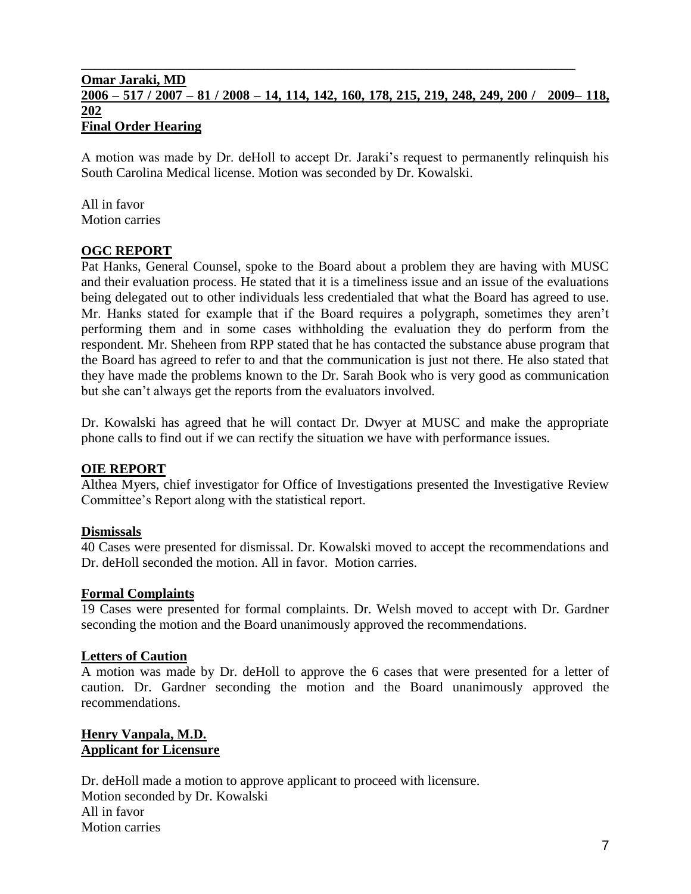---

**Omar Jaraki, MD**
**2006 – 517 / 2007 – 81 / 2008 – 14, 114, 142, 160, 178, 215, 219, 248, 249, 200 / 2009– 118, 202**
**Final Order Hearing**

A motion was made by Dr. deHoll to accept Dr. Jaraki's request to permanently relinquish his South Carolina Medical license. Motion was seconded by Dr. Kowalski.

All in favor
Motion carries

**OGC REPORT**

Pat Hanks, General Counsel, spoke to the Board about a problem they are having with MUSC and their evaluation process. He stated that it is a timeliness issue and an issue of the evaluations being delegated out to other individuals less credentialed that what the Board has agreed to use. Mr. Hanks stated for example that if the Board requires a polygraph, sometimes they aren't performing them and in some cases withholding the evaluation they do perform from the respondent. Mr. Sheheen from RPP stated that he has contacted the substance abuse program that the Board has agreed to refer to and that the communication is just not there. He also stated that they have made the problems known to the Dr. Sarah Book who is very good as communication but she can't always get the reports from the evaluators involved.

Dr. Kowalski has agreed that he will contact Dr. Dwyer at MUSC and make the appropriate phone calls to find out if we can rectify the situation we have with performance issues.

**OIE REPORT**

Althea Myers, chief investigator for Office of Investigations presented the Investigative Review Committee's Report along with the statistical report.

**Dismissals**

40 Cases were presented for dismissal. Dr. Kowalski moved to accept the recommendations and Dr. deHoll seconded the motion. All in favor. Motion carries.

**Formal Complaints**

19 Cases were presented for formal complaints. Dr. Welsh moved to accept with Dr. Gardner seconding the motion and the Board unanimously approved the recommendations.

**Letters of Caution**

A motion was made by Dr. deHoll to approve the 6 cases that were presented for a letter of caution. Dr. Gardner seconding the motion and the Board unanimously approved the recommendations.

**Henry Vanpala, M.D.**
**Applicant for Licensure**

Dr. deHoll made a motion to approve applicant to proceed with licensure.
Motion seconded by Dr. Kowalski
All in favor
Motion carries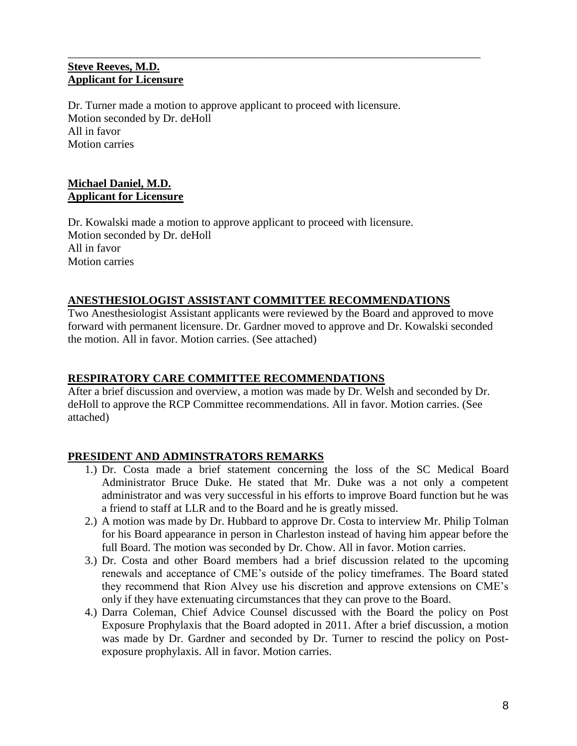**Steve Reeves, M.D.**
**Applicant for Licensure**

Dr. Turner made a motion to approve applicant to proceed with licensure.
Motion seconded by Dr. deHoll
All in favor
Motion carries

**Michael Daniel, M.D.**
**Applicant for Licensure**

Dr. Kowalski made a motion to approve applicant to proceed with licensure.
Motion seconded by Dr. deHoll
All in favor
Motion carries

**ANESTHESIOLOGIST ASSISTANT COMMITTEE RECOMMENDATIONS**

Two Anesthesiologist Assistant applicants were reviewed by the Board and approved to move forward with permanent licensure. Dr. Gardner moved to approve and Dr. Kowalski seconded the motion. All in favor. Motion carries. (See attached)

**RESPIRATORY CARE COMMITTEE RECOMMENDATIONS**

After a brief discussion and overview, a motion was made by Dr. Welsh and seconded by Dr. deHoll to approve the RCP Committee recommendations. All in favor. Motion carries. (See attached)

**PRESIDENT AND ADMINSTRATORS REMARKS**

1.) Dr. Costa made a brief statement concerning the loss of the SC Medical Board Administrator Bruce Duke. He stated that Mr. Duke was a not only a competent administrator and was very successful in his efforts to improve Board function but he was a friend to staff at LLR and to the Board and he is greatly missed.
2.) A motion was made by Dr. Hubbard to approve Dr. Costa to interview Mr. Philip Tolman for his Board appearance in person in Charleston instead of having him appear before the full Board. The motion was seconded by Dr. Chow. All in favor. Motion carries.
3.) Dr. Costa and other Board members had a brief discussion related to the upcoming renewals and acceptance of CME's outside of the policy timeframes. The Board stated they recommend that Rion Alvey use his discretion and approve extensions on CME's only if they have extenuating circumstances that they can prove to the Board.
4.) Darra Coleman, Chief Advice Counsel discussed with the Board the policy on Post Exposure Prophylaxis that the Board adopted in 2011. After a brief discussion, a motion was made by Dr. Gardner and seconded by Dr. Turner to rescind the policy on Post-exposure prophylaxis. All in favor. Motion carries.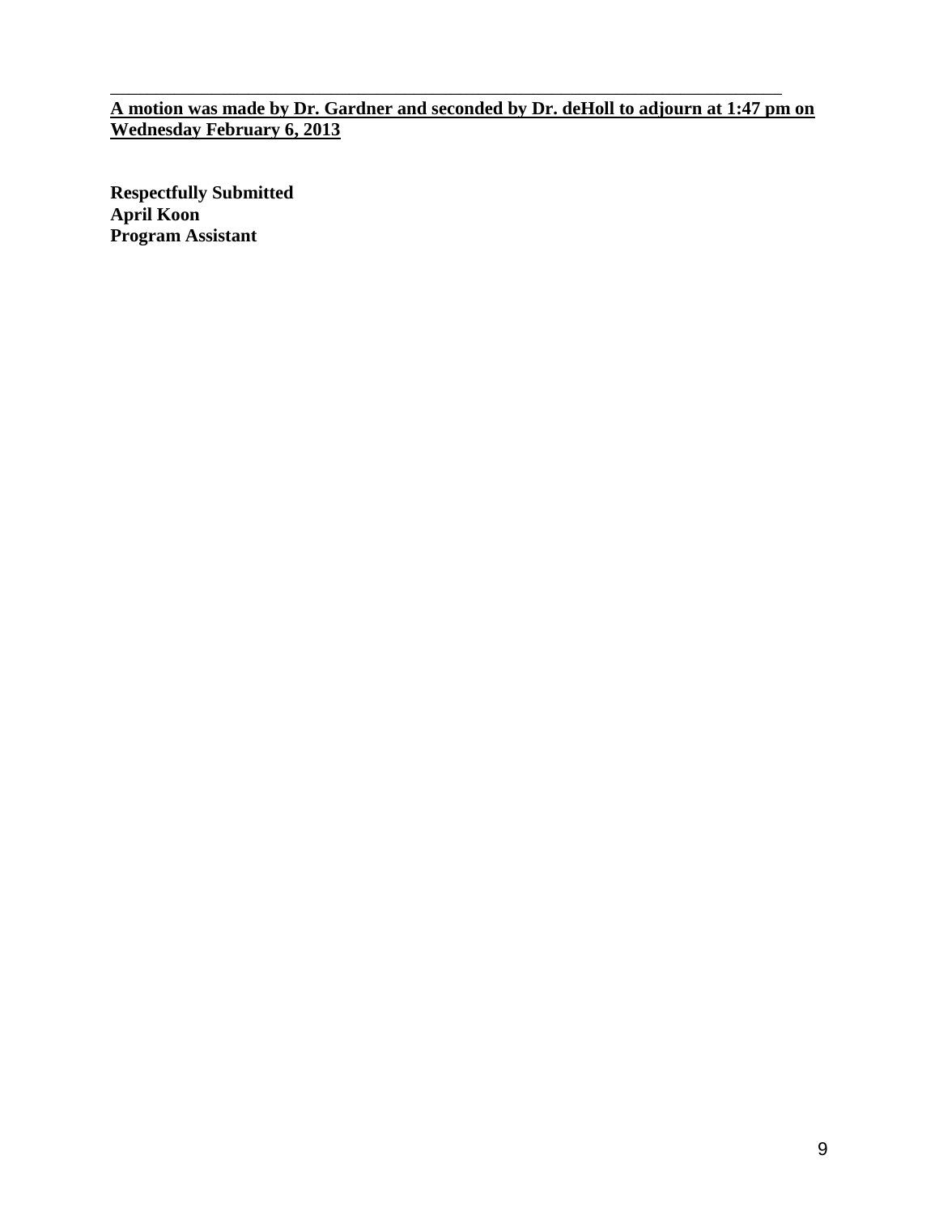**A motion was made by Dr. Gardner and seconded by Dr. deHoll to adjourn at 1:47 pm on Wednesday February 6, 2013**

**Respectfully Submitted**
**April Koon**
**Program Assistant**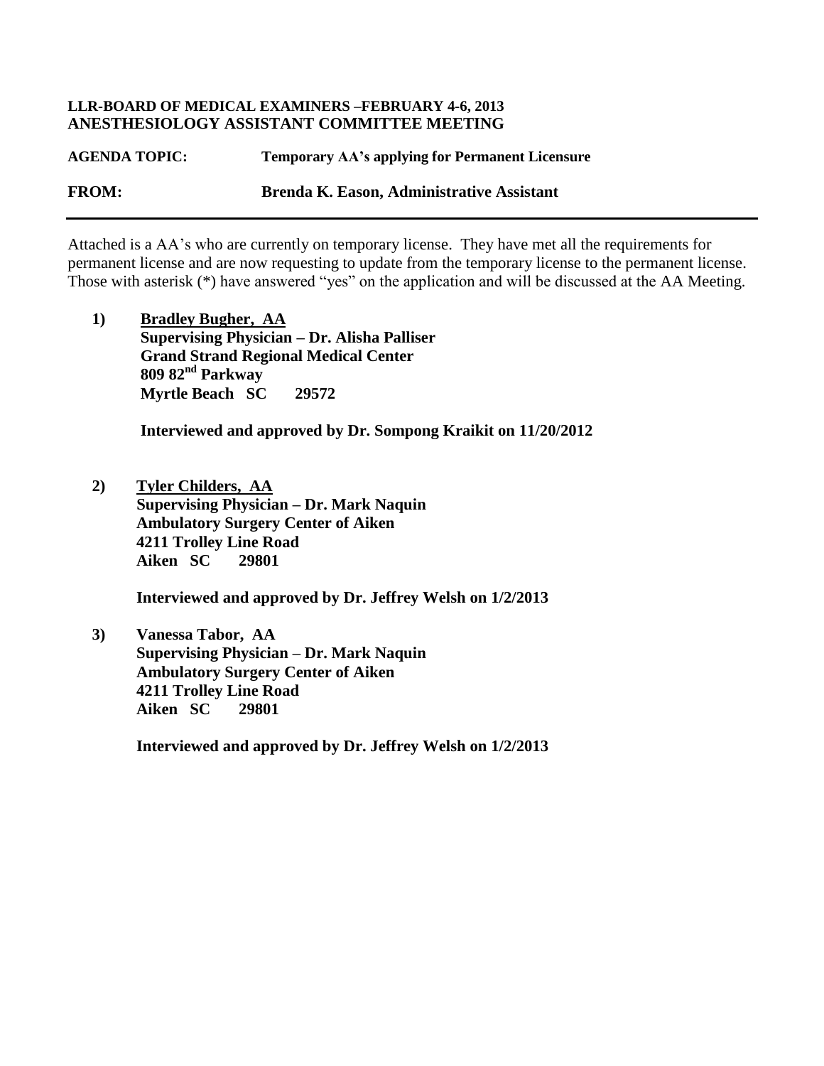**LLR-BOARD OF MEDICAL EXAMINERS –FEBRUARY 4-6, 2013**
**ANESTHESIOLOGY ASSISTANT COMMITTEE MEETING**

**AGENDA TOPIC:** **Temporary AA's applying for Permanent Licensure**

**FROM:** **Brenda K. Eason, Administrative Assistant**

---

Attached is a AA's who are currently on temporary license. They have met all the requirements for permanent license and are now requesting to update from the temporary license to the permanent license. Those with asterisk (*) have answered "yes" on the application and will be discussed at the AA Meeting.

1) **<u>Bradley Bugher, AA</u>**
   **Supervising Physician – Dr. Alisha Palliser**
   **Grand Strand Regional Medical Center**
   **809 82nd Parkway**
   **Myrtle Beach SC 29572**

   **Interviewed and approved by Dr. Sompong Kraikit on 11/20/2012**

2) **<u>Tyler Childers, AA</u>**
   **Supervising Physician – Dr. Mark Naquin**
   **Ambulatory Surgery Center of Aiken**
   **4211 Trolley Line Road**
   **Aiken SC 29801**

   **Interviewed and approved by Dr. Jeffrey Welsh on 1/2/2013**

3) **Vanessa Tabor, AA**
   **Supervising Physician – Dr. Mark Naquin**
   **Ambulatory Surgery Center of Aiken**
   **4211 Trolley Line Road**
   **Aiken SC 29801**

   **Interviewed and approved by Dr. Jeffrey Welsh on 1/2/2013**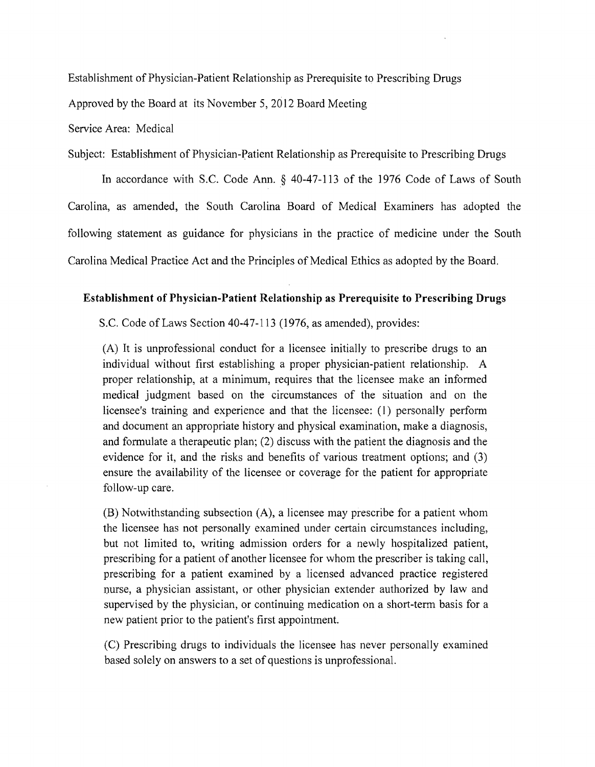Establishment of Physician-Patient Relationship as Prerequisite to Prescribing Drugs

Approved by the Board at its November 5, 2012 Board Meeting

Service Area: Medical

Subject: Establishment of Physician-Patient Relationship as Prerequisite to Prescribing Drugs

In accordance with S.C. Code Ann. § 40-47-113 of the 1976 Code of Laws of South Carolina, as amended, the South Carolina Board of Medical Examiners has adopted the following statement as guidance for physicians in the practice of medicine under the South Carolina Medical Practice Act and the Principles of Medical Ethics as adopted by the Board.

## Establishment of Physician-Patient Relationship as Prerequisite to Prescribing Drugs

S.C. Code of Laws Section 40-47-113 (1976, as amended), provides:

> (A) It is unprofessional conduct for a licensee initially to prescribe drugs to an individual without first establishing a proper physician-patient relationship. A proper relationship, at a minimum, requires that the licensee make an informed medical judgment based on the circumstances of the situation and on the licensee's training and experience and that the licensee: (1) personally perform and document an appropriate history and physical examination, make a diagnosis, and formulate a therapeutic plan; (2) discuss with the patient the diagnosis and the evidence for it, and the risks and benefits of various treatment options; and (3) ensure the availability of the licensee or coverage for the patient for appropriate follow-up care.
>
> (B) Notwithstanding subsection (A), a licensee may prescribe for a patient whom the licensee has not personally examined under certain circumstances including, but not limited to, writing admission orders for a newly hospitalized patient, prescribing for a patient of another licensee for whom the prescriber is taking call, prescribing for a patient examined by a licensed advanced practice registered nurse, a physician assistant, or other physician extender authorized by law and supervised by the physician, or continuing medication on a short-term basis for a new patient prior to the patient's first appointment.
>
> (C) Prescribing drugs to individuals the licensee has never personally examined based solely on answers to a set of questions is unprofessional.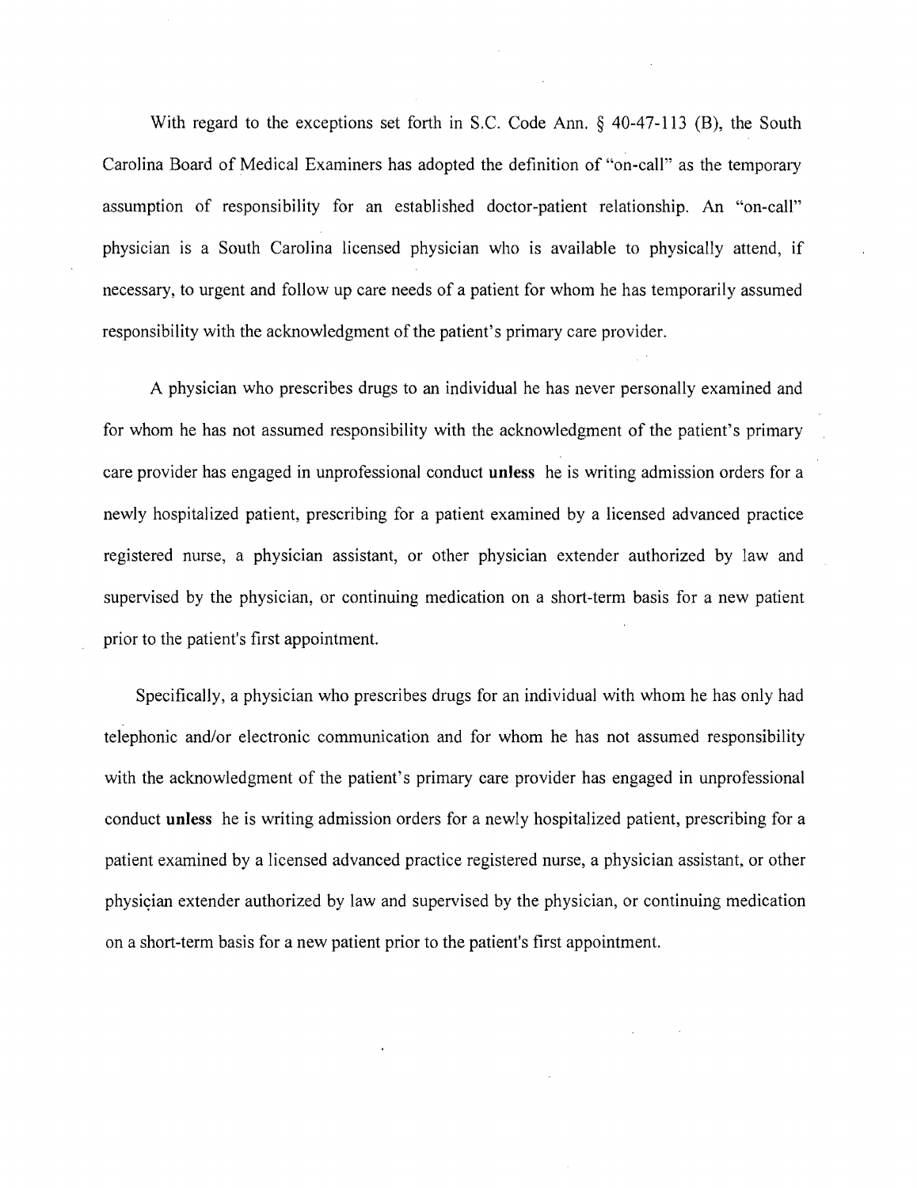With regard to the exceptions set forth in S.C. Code Ann. § 40-47-113 (B), the South Carolina Board of Medical Examiners has adopted the definition of "on-call" as the temporary assumption of responsibility for an established doctor-patient relationship. An "on-call" physician is a South Carolina licensed physician who is available to physically attend, if necessary, to urgent and follow up care needs of a patient for whom he has temporarily assumed responsibility with the acknowledgment of the patient's primary care provider.

A physician who prescribes drugs to an individual he has never personally examined and for whom he has not assumed responsibility with the acknowledgment of the patient's primary care provider has engaged in unprofessional conduct **unless** he is writing admission orders for a newly hospitalized patient, prescribing for a patient examined by a licensed advanced practice registered nurse, a physician assistant, or other physician extender authorized by law and supervised by the physician, or continuing medication on a short-term basis for a new patient prior to the patient's first appointment.

Specifically, a physician who prescribes drugs for an individual with whom he has only had telephonic and/or electronic communication and for whom he has not assumed responsibility with the acknowledgment of the patient's primary care provider has engaged in unprofessional conduct **unless** he is writing admission orders for a newly hospitalized patient, prescribing for a patient examined by a licensed advanced practice registered nurse, a physician assistant, or other physician extender authorized by law and supervised by the physician, or continuing medication on a short-term basis for a new patient prior to the patient's first appointment.